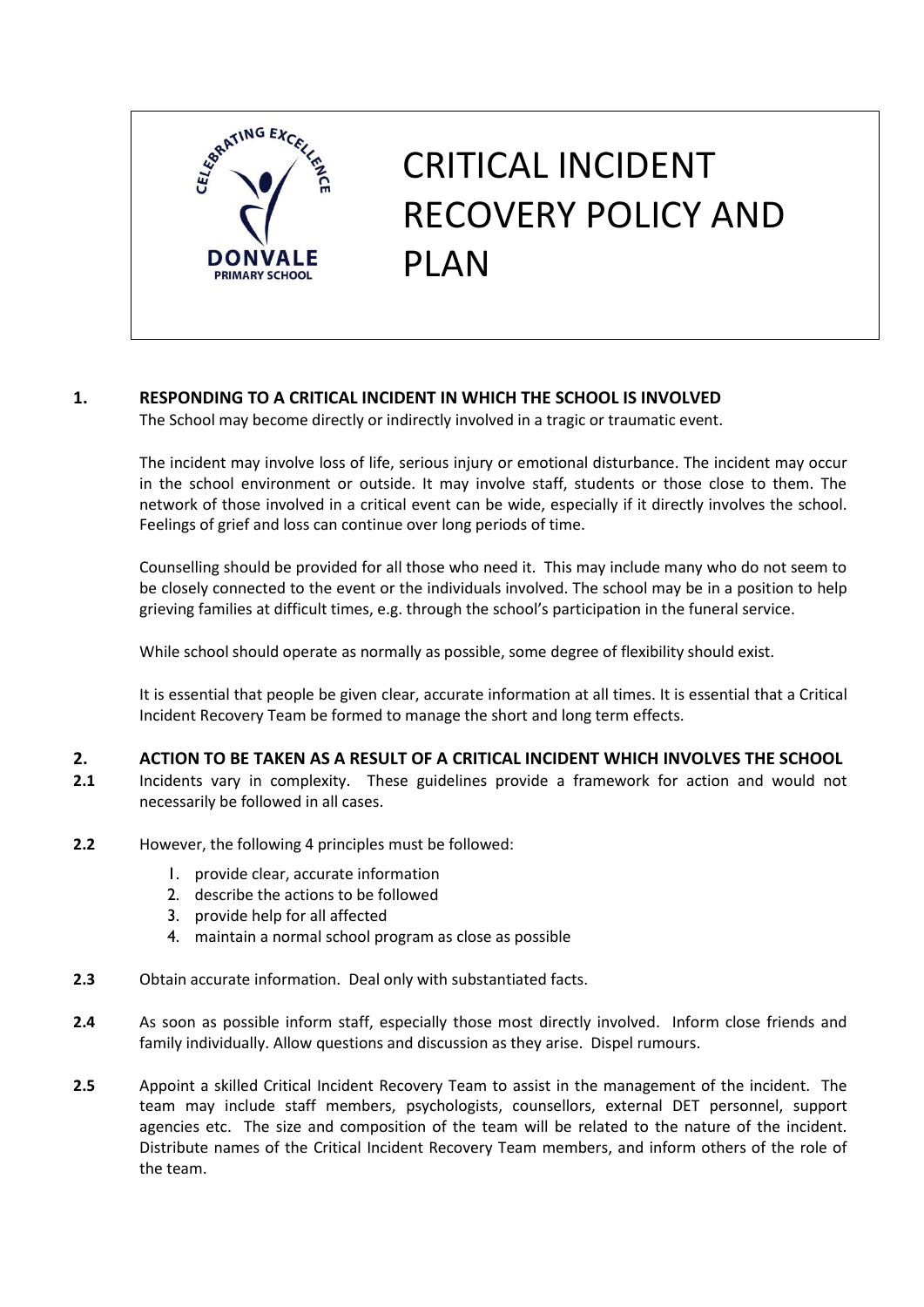# CRITICAL INCIDENT RECOVERY POLICY AND PLAN

## 1. RESPONDING TO A CRITICAL INCIDENT IN WHICH THE SCHOOL IS INVOLVED

The School may become directly or indirectly involved in a tragic or traumatic event.

The incident may involve loss of life, serious injury or emotional disturbance. The incident may occur in the school environment or outside. It may involve staff, students or those close to them. The network of those involved in a critical event can be wide, especially if it directly involves the school. Feelings of grief and loss can continue over long periods of time.

Counselling should be provided for all those who need it. This may include many who do not seem to be closely connected to the event or the individuals involved. The school may be in a position to help grieving families at difficult times, e.g. through the school's participation in the funeral service.

While school should operate as normally as possible, some degree of flexibility should exist.

It is essential that people be given clear, accurate information at all times. It is essential that a Critical Incident Recovery Team be formed to manage the short and long term effects.

## 2. ACTION TO BE TAKEN AS A RESULT OF A CRITICAL INCIDENT WHICH INVOLVES THE SCHOOL

**2.1** Incidents vary in complexity. These guidelines provide a framework for action and would not necessarily be followed in all cases.

**2.2** However, the following 4 principles must be followed:

1. provide clear, accurate information
2. describe the actions to be followed
3. provide help for all affected
4. maintain a normal school program as close as possible

**2.3** Obtain accurate information. Deal only with substantiated facts.

**2.4** As soon as possible inform staff, especially those most directly involved. Inform close friends and family individually. Allow questions and discussion as they arise. Dispel rumours.

**2.5** Appoint a skilled Critical Incident Recovery Team to assist in the management of the incident. The team may include staff members, psychologists, counsellors, external DET personnel, support agencies etc. The size and composition of the team will be related to the nature of the incident. Distribute names of the Critical Incident Recovery Team members, and inform others of the role of the team.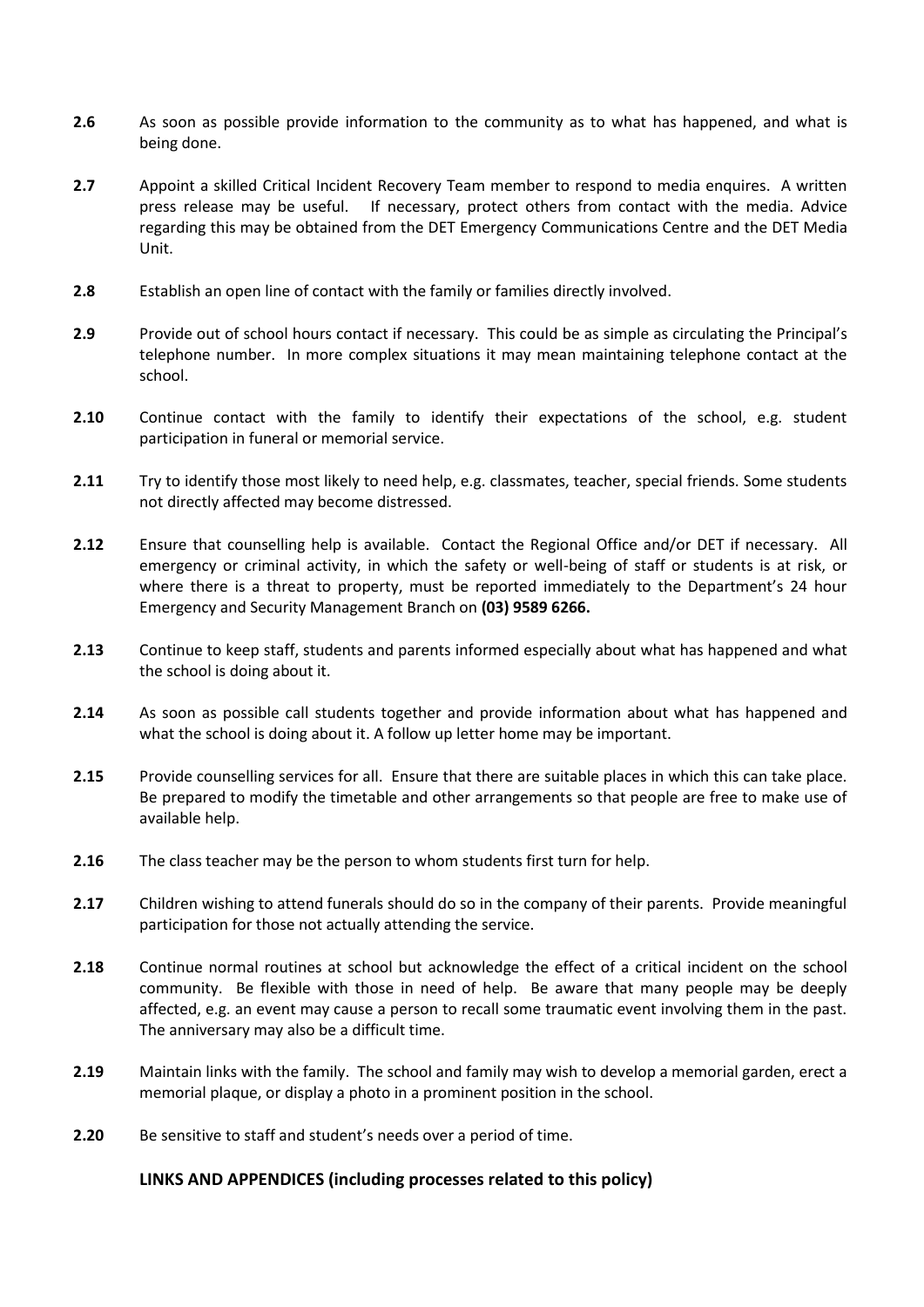**2.6** As soon as possible provide information to the community as to what has happened, and what is being done.

**2.7** Appoint a skilled Critical Incident Recovery Team member to respond to media enquires. A written press release may be useful. If necessary, protect others from contact with the media. Advice regarding this may be obtained from the DET Emergency Communications Centre and the DET Media Unit.

**2.8** Establish an open line of contact with the family or families directly involved.

**2.9** Provide out of school hours contact if necessary. This could be as simple as circulating the Principal's telephone number. In more complex situations it may mean maintaining telephone contact at the school.

**2.10** Continue contact with the family to identify their expectations of the school, e.g. student participation in funeral or memorial service.

**2.11** Try to identify those most likely to need help, e.g. classmates, teacher, special friends. Some students not directly affected may become distressed.

**2.12** Ensure that counselling help is available. Contact the Regional Office and/or DET if necessary. All emergency or criminal activity, in which the safety or well-being of staff or students is at risk, or where there is a threat to property, must be reported immediately to the Department's 24 hour Emergency and Security Management Branch on **(03) 9589 6266.**

**2.13** Continue to keep staff, students and parents informed especially about what has happened and what the school is doing about it.

**2.14** As soon as possible call students together and provide information about what has happened and what the school is doing about it. A follow up letter home may be important.

**2.15** Provide counselling services for all. Ensure that there are suitable places in which this can take place. Be prepared to modify the timetable and other arrangements so that people are free to make use of available help.

**2.16** The class teacher may be the person to whom students first turn for help.

**2.17** Children wishing to attend funerals should do so in the company of their parents. Provide meaningful participation for those not actually attending the service.

**2.18** Continue normal routines at school but acknowledge the effect of a critical incident on the school community. Be flexible with those in need of help. Be aware that many people may be deeply affected, e.g. an event may cause a person to recall some traumatic event involving them in the past. The anniversary may also be a difficult time.

**2.19** Maintain links with the family. The school and family may wish to develop a memorial garden, erect a memorial plaque, or display a photo in a prominent position in the school.

**2.20** Be sensitive to staff and student's needs over a period of time.

## LINKS AND APPENDICES (including processes related to this policy)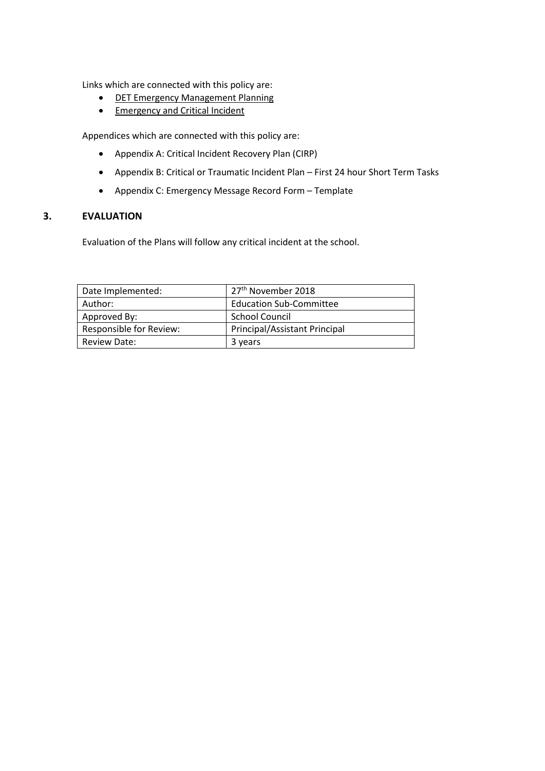Links which are connected with this policy are:

- DET Emergency Management Planning
- Emergency and Critical Incident

Appendices which are connected with this policy are:

- Appendix A: Critical Incident Recovery Plan (CIRP)
- Appendix B: Critical or Traumatic Incident Plan – First 24 hour Short Term Tasks
- Appendix C: Emergency Message Record Form – Template

## 3. EVALUATION

Evaluation of the Plans will follow any critical incident at the school.

| Date Implemented: | 27th November 2018 |
|---|---|
| Author: | Education Sub-Committee |
| Approved By: | School Council |
| Responsible for Review: | Principal/Assistant Principal |
| Review Date: | 3 years |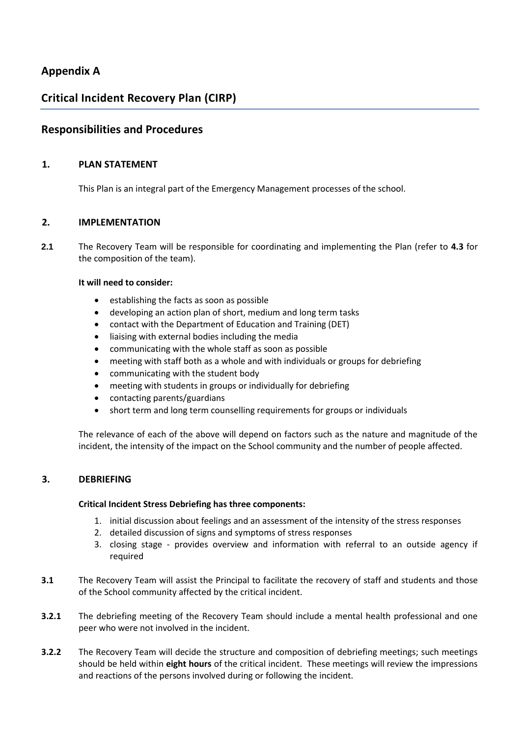## Appendix A

## Critical Incident Recovery Plan (CIRP)

## Responsibilities and Procedures

### 1. PLAN STATEMENT

This Plan is an integral part of the Emergency Management processes of the school.

### 2. IMPLEMENTATION

**2.1** The Recovery Team will be responsible for coordinating and implementing the Plan (refer to **4.3** for the composition of the team).

**It will need to consider:**

- establishing the facts as soon as possible
- developing an action plan of short, medium and long term tasks
- contact with the Department of Education and Training (DET)
- liaising with external bodies including the media
- communicating with the whole staff as soon as possible
- meeting with staff both as a whole and with individuals or groups for debriefing
- communicating with the student body
- meeting with students in groups or individually for debriefing
- contacting parents/guardians
- short term and long term counselling requirements for groups or individuals

The relevance of each of the above will depend on factors such as the nature and magnitude of the incident, the intensity of the impact on the School community and the number of people affected.

### 3. DEBRIEFING

**Critical Incident Stress Debriefing has three components:**

1. initial discussion about feelings and an assessment of the intensity of the stress responses
2. detailed discussion of signs and symptoms of stress responses
3. closing stage - provides overview and information with referral to an outside agency if required

**3.1** The Recovery Team will assist the Principal to facilitate the recovery of staff and students and those of the School community affected by the critical incident.

**3.2.1** The debriefing meeting of the Recovery Team should include a mental health professional and one peer who were not involved in the incident.

**3.2.2** The Recovery Team will decide the structure and composition of debriefing meetings; such meetings should be held within **eight hours** of the critical incident. These meetings will review the impressions and reactions of the persons involved during or following the incident.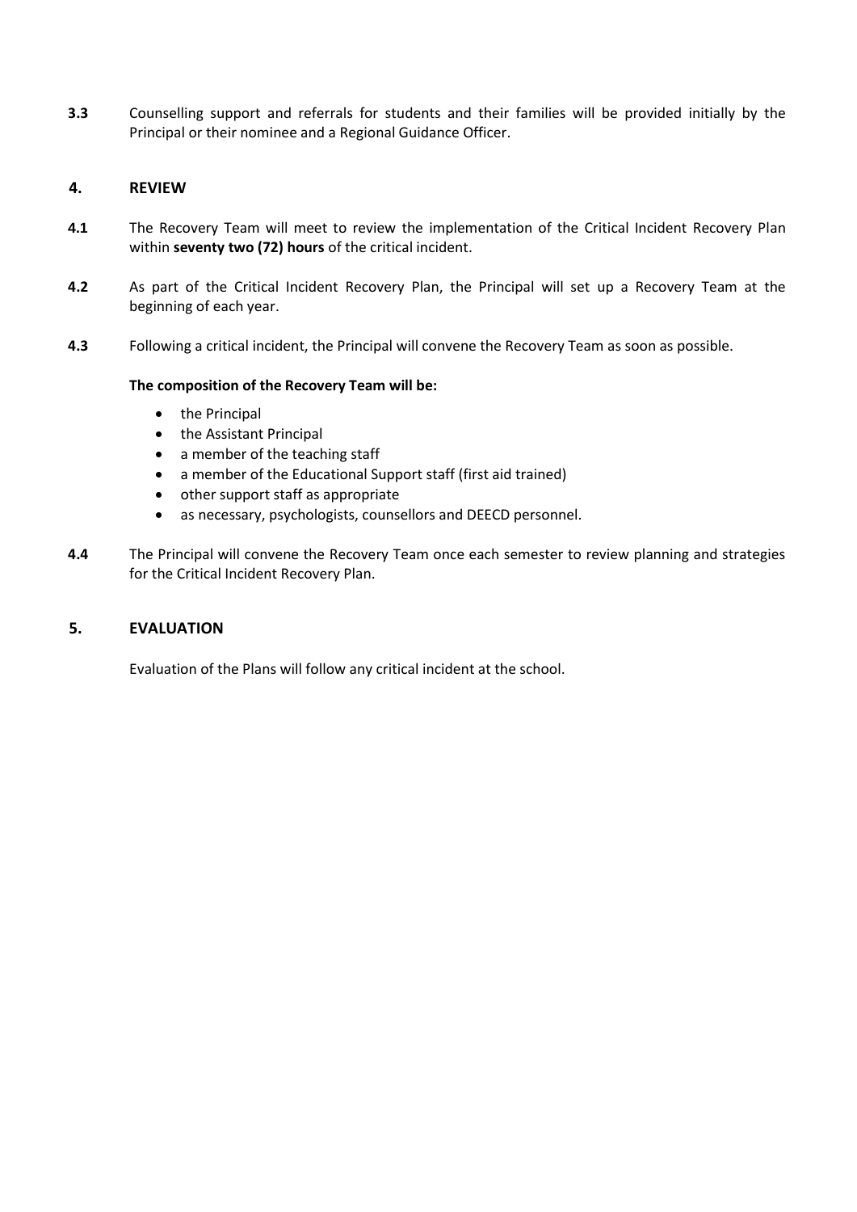**3.3** Counselling support and referrals for students and their families will be provided initially by the Principal or their nominee and a Regional Guidance Officer.

## 4. REVIEW

**4.1** The Recovery Team will meet to review the implementation of the Critical Incident Recovery Plan within **seventy two (72) hours** of the critical incident.

**4.2** As part of the Critical Incident Recovery Plan, the Principal will set up a Recovery Team at the beginning of each year.

**4.3** Following a critical incident, the Principal will convene the Recovery Team as soon as possible.

**The composition of the Recovery Team will be:**

- the Principal
- the Assistant Principal
- a member of the teaching staff
- a member of the Educational Support staff (first aid trained)
- other support staff as appropriate
- as necessary, psychologists, counsellors and DEECD personnel.

**4.4** The Principal will convene the Recovery Team once each semester to review planning and strategies for the Critical Incident Recovery Plan.

## 5. EVALUATION

Evaluation of the Plans will follow any critical incident at the school.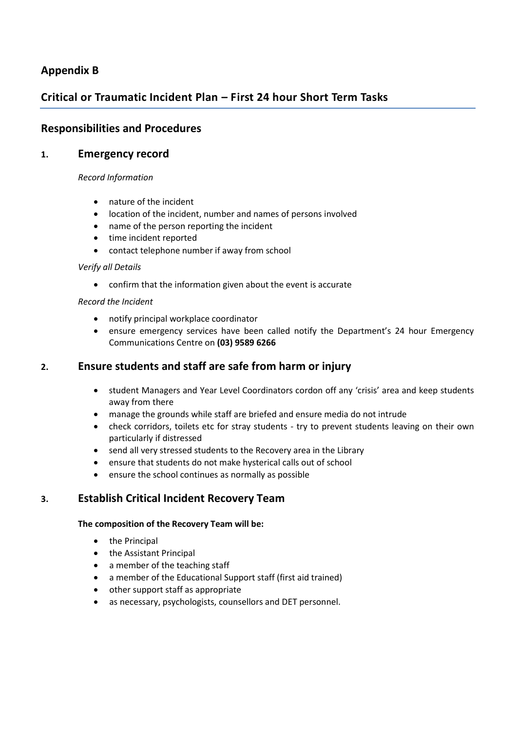## Appendix B

## Critical or Traumatic Incident Plan – First 24 hour Short Term Tasks

### Responsibilities and Procedures

### 1. Emergency record

*Record Information*

- nature of the incident
- location of the incident, number and names of persons involved
- name of the person reporting the incident
- time incident reported
- contact telephone number if away from school

*Verify all Details*

- confirm that the information given about the event is accurate

*Record the Incident*

- notify principal workplace coordinator
- ensure emergency services have been called notify the Department's 24 hour Emergency Communications Centre on **(03) 9589 6266**

### 2. Ensure students and staff are safe from harm or injury

- student Managers and Year Level Coordinators cordon off any 'crisis' area and keep students away from there
- manage the grounds while staff are briefed and ensure media do not intrude
- check corridors, toilets etc for stray students - try to prevent students leaving on their own particularly if distressed
- send all very stressed students to the Recovery area in the Library
- ensure that students do not make hysterical calls out of school
- ensure the school continues as normally as possible

### 3. Establish Critical Incident Recovery Team

**The composition of the Recovery Team will be:**

- the Principal
- the Assistant Principal
- a member of the teaching staff
- a member of the Educational Support staff (first aid trained)
- other support staff as appropriate
- as necessary, psychologists, counsellors and DET personnel.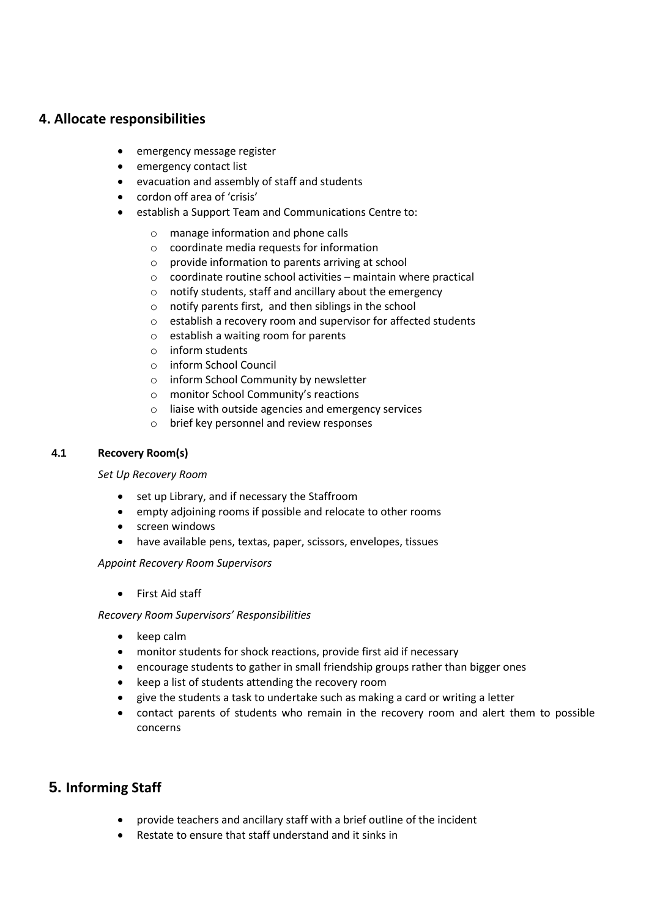## 4. Allocate responsibilities

- emergency message register
- emergency contact list
- evacuation and assembly of staff and students
- cordon off area of 'crisis'
- establish a Support Team and Communications Centre to:
    - manage information and phone calls
    - coordinate media requests for information
    - provide information to parents arriving at school
    - coordinate routine school activities – maintain where practical
    - notify students, staff and ancillary about the emergency
    - notify parents first, and then siblings in the school
    - establish a recovery room and supervisor for affected students
    - establish a waiting room for parents
    - inform students
    - inform School Council
    - inform School Community by newsletter
    - monitor School Community's reactions
    - liaise with outside agencies and emergency services
    - brief key personnel and review responses

### 4.1 Recovery Room(s)

*Set Up Recovery Room*

- set up Library, and if necessary the Staffroom
- empty adjoining rooms if possible and relocate to other rooms
- screen windows
- have available pens, textas, paper, scissors, envelopes, tissues

*Appoint Recovery Room Supervisors*

- First Aid staff

*Recovery Room Supervisors' Responsibilities*

- keep calm
- monitor students for shock reactions, provide first aid if necessary
- encourage students to gather in small friendship groups rather than bigger ones
- keep a list of students attending the recovery room
- give the students a task to undertake such as making a card or writing a letter
- contact parents of students who remain in the recovery room and alert them to possible concerns

## 5. Informing Staff

- provide teachers and ancillary staff with a brief outline of the incident
- Restate to ensure that staff understand and it sinks in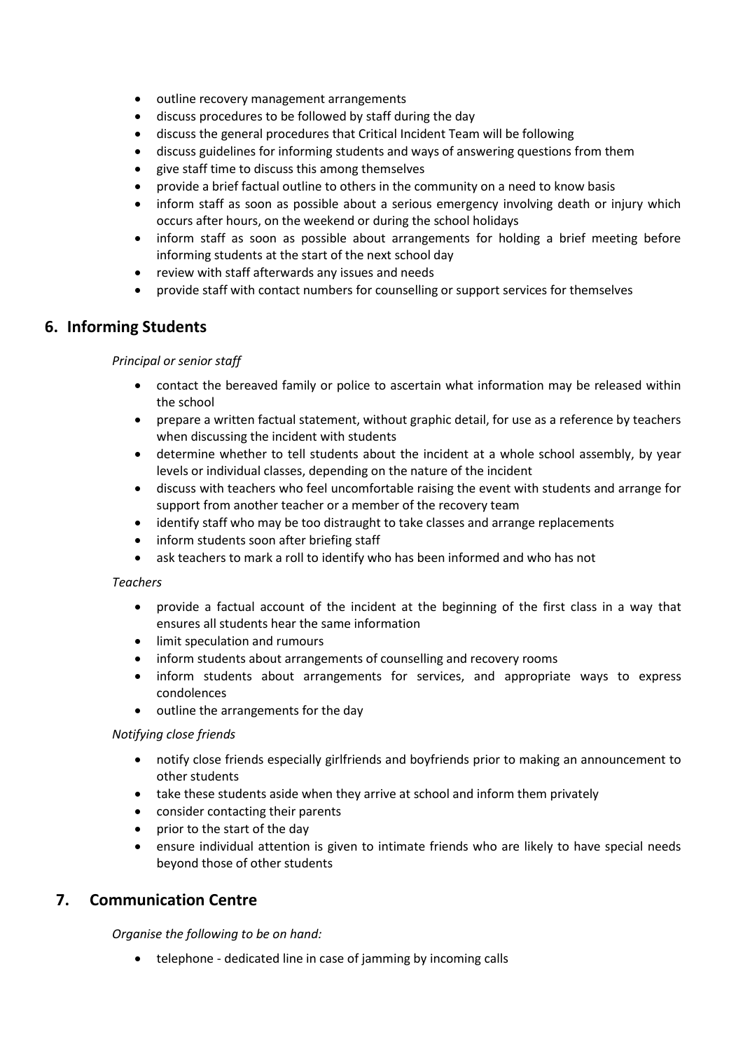- outline recovery management arrangements
- discuss procedures to be followed by staff during the day
- discuss the general procedures that Critical Incident Team will be following
- discuss guidelines for informing students and ways of answering questions from them
- give staff time to discuss this among themselves
- provide a brief factual outline to others in the community on a need to know basis
- inform staff as soon as possible about a serious emergency involving death or injury which occurs after hours, on the weekend or during the school holidays
- inform staff as soon as possible about arrangements for holding a brief meeting before informing students at the start of the next school day
- review with staff afterwards any issues and needs
- provide staff with contact numbers for counselling or support services for themselves

## 6. Informing Students

*Principal or senior staff*

- contact the bereaved family or police to ascertain what information may be released within the school
- prepare a written factual statement, without graphic detail, for use as a reference by teachers when discussing the incident with students
- determine whether to tell students about the incident at a whole school assembly, by year levels or individual classes, depending on the nature of the incident
- discuss with teachers who feel uncomfortable raising the event with students and arrange for support from another teacher or a member of the recovery team
- identify staff who may be too distraught to take classes and arrange replacements
- inform students soon after briefing staff
- ask teachers to mark a roll to identify who has been informed and who has not

*Teachers*

- provide a factual account of the incident at the beginning of the first class in a way that ensures all students hear the same information
- limit speculation and rumours
- inform students about arrangements of counselling and recovery rooms
- inform students about arrangements for services, and appropriate ways to express condolences
- outline the arrangements for the day

*Notifying close friends*

- notify close friends especially girlfriends and boyfriends prior to making an announcement to other students
- take these students aside when they arrive at school and inform them privately
- consider contacting their parents
- prior to the start of the day
- ensure individual attention is given to intimate friends who are likely to have special needs beyond those of other students

## 7. Communication Centre

*Organise the following to be on hand:*

- telephone - dedicated line in case of jamming by incoming calls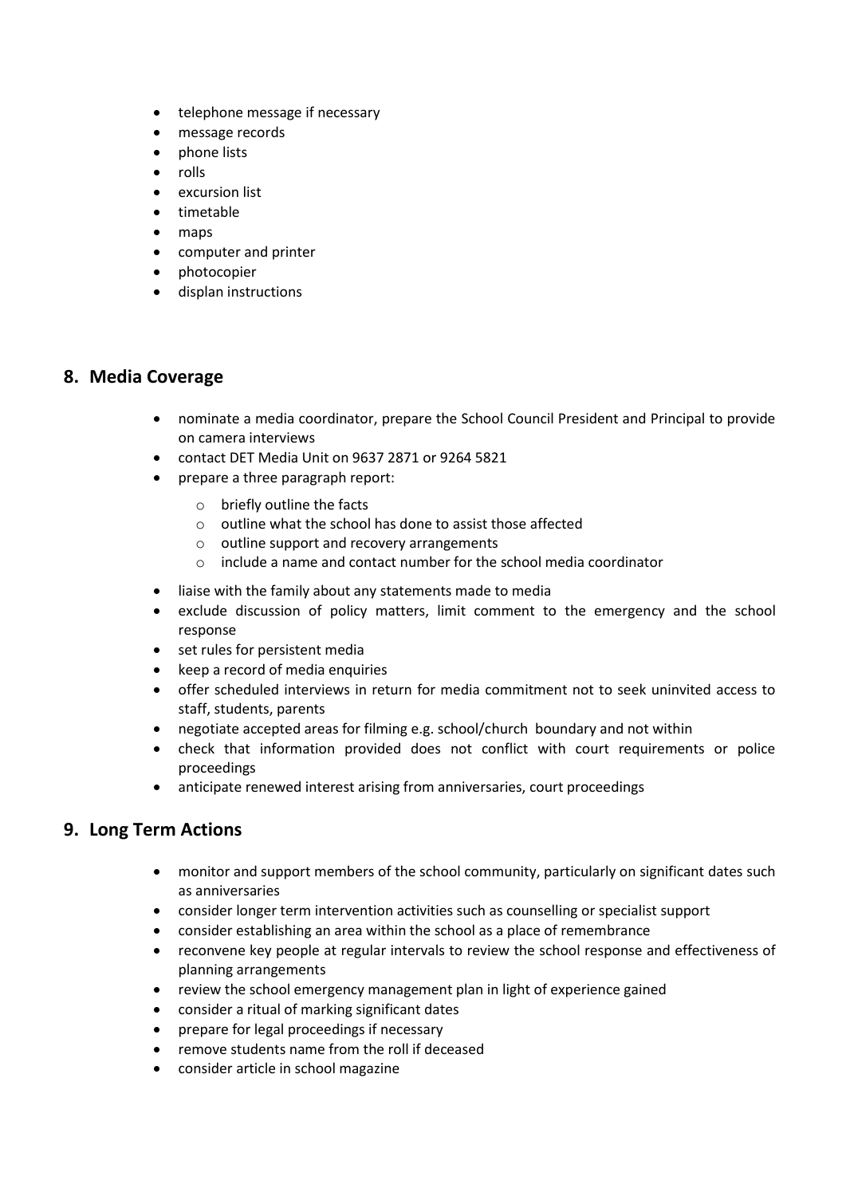- telephone message if necessary
- message records
- phone lists
- rolls
- excursion list
- timetable
- maps
- computer and printer
- photocopier
- displan instructions

## 8. Media Coverage

- nominate a media coordinator, prepare the School Council President and Principal to provide on camera interviews
- contact DET Media Unit on 9637 2871 or 9264 5821
- prepare a three paragraph report:
  - briefly outline the facts
  - outline what the school has done to assist those affected
  - outline support and recovery arrangements
  - include a name and contact number for the school media coordinator
- liaise with the family about any statements made to media
- exclude discussion of policy matters, limit comment to the emergency and the school response
- set rules for persistent media
- keep a record of media enquiries
- offer scheduled interviews in return for media commitment not to seek uninvited access to staff, students, parents
- negotiate accepted areas for filming e.g. school/church boundary and not within
- check that information provided does not conflict with court requirements or police proceedings
- anticipate renewed interest arising from anniversaries, court proceedings

## 9. Long Term Actions

- monitor and support members of the school community, particularly on significant dates such as anniversaries
- consider longer term intervention activities such as counselling or specialist support
- consider establishing an area within the school as a place of remembrance
- reconvene key people at regular intervals to review the school response and effectiveness of planning arrangements
- review the school emergency management plan in light of experience gained
- consider a ritual of marking significant dates
- prepare for legal proceedings if necessary
- remove students name from the roll if deceased
- consider article in school magazine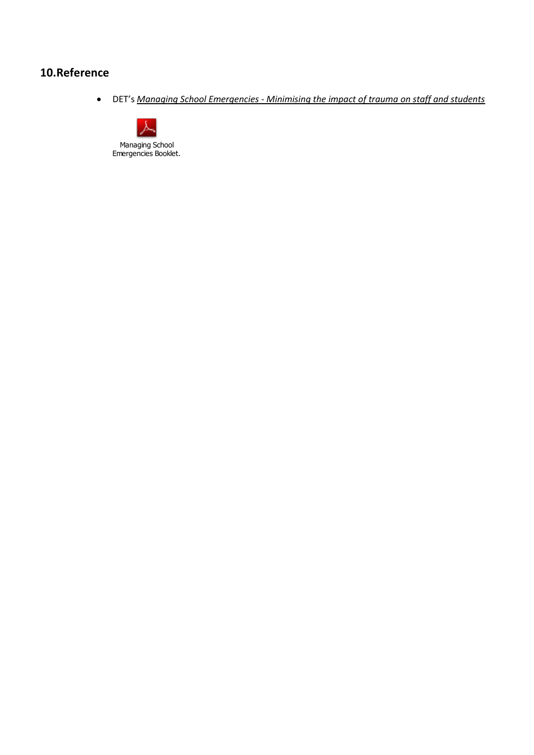## 10.Reference

- DET's *Managing School Emergencies - Minimising the impact of trauma on staff and students*

Managing School Emergencies Booklet.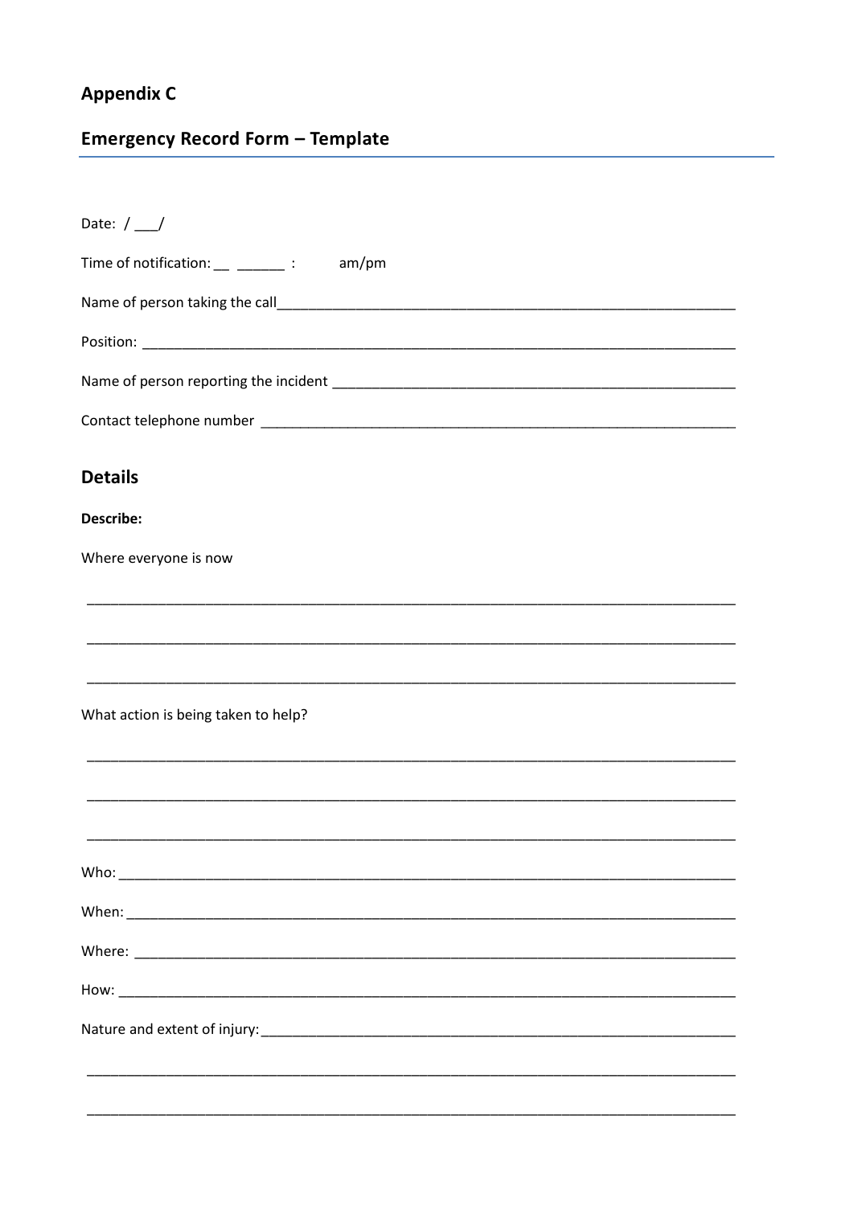## Appendix C

## Emergency Record Form – Template

Date: / ___/

Time of notification: __ ______ : am/pm

Name of person taking the call_______________________________________________________________

Position: ___________________________________________________________________________

Name of person reporting the incident _____________________________________________________

Contact telephone number ______________________________________________________________

## Details

**Describe:**

Where everyone is now

_____________________________________________________________________________________

_____________________________________________________________________________________

_____________________________________________________________________________________

What action is being taken to help?

_____________________________________________________________________________________

_____________________________________________________________________________________

_____________________________________________________________________________________

Who: ________________________________________________________________________________

When: _______________________________________________________________________________

Where: ______________________________________________________________________________

How: ________________________________________________________________________________

Nature and extent of injury:_____________________________________________________________

_____________________________________________________________________________________

_____________________________________________________________________________________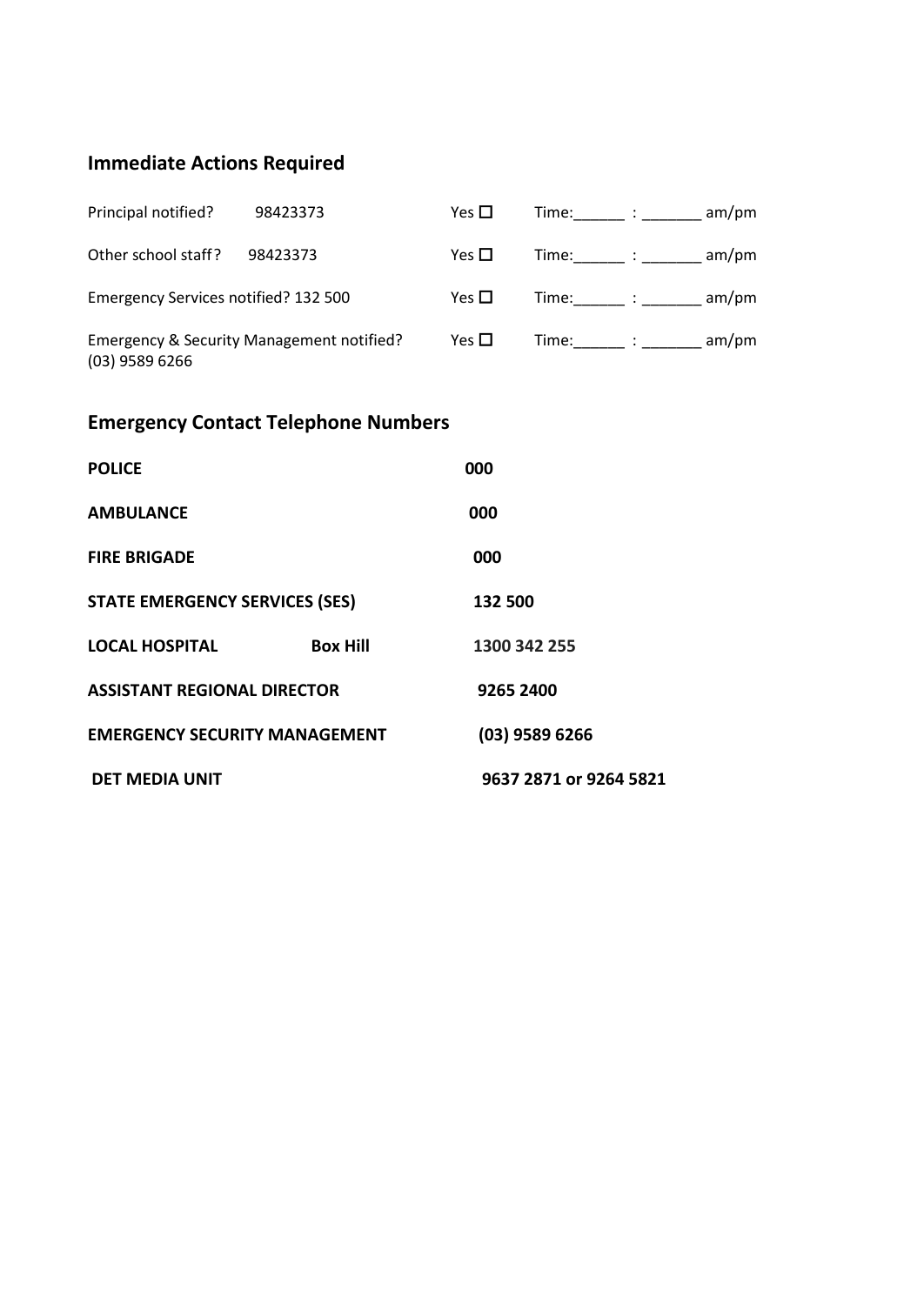## Immediate Actions Required

| | | | |
|---|---|---|---|
| Principal notified? | 98423373 | Yes ☐ | Time:______ : _______ am/pm |
| Other school staff? | 98423373 | Yes ☐ | Time:______ : _______ am/pm |
| Emergency Services notified? 132 500 | | Yes ☐ | Time:______ : _______ am/pm |
| Emergency & Security Management notified? (03) 9589 6266 | | Yes ☐ | Time:______ : _______ am/pm |

## Emergency Contact Telephone Numbers

| | | |
|---|---|---|
| **POLICE** | | **000** |
| **AMBULANCE** | | **000** |
| **FIRE BRIGADE** | | **000** |
| **STATE EMERGENCY SERVICES (SES)** | | **132 500** |
| **LOCAL HOSPITAL** | **Box Hill** | **1300 342 255** |
| **ASSISTANT REGIONAL DIRECTOR** | | **9265 2400** |
| **EMERGENCY SECURITY MANAGEMENT** | | **(03) 9589 6266** |
| **DET MEDIA UNIT** | | **9637 2871 or 9264 5821** |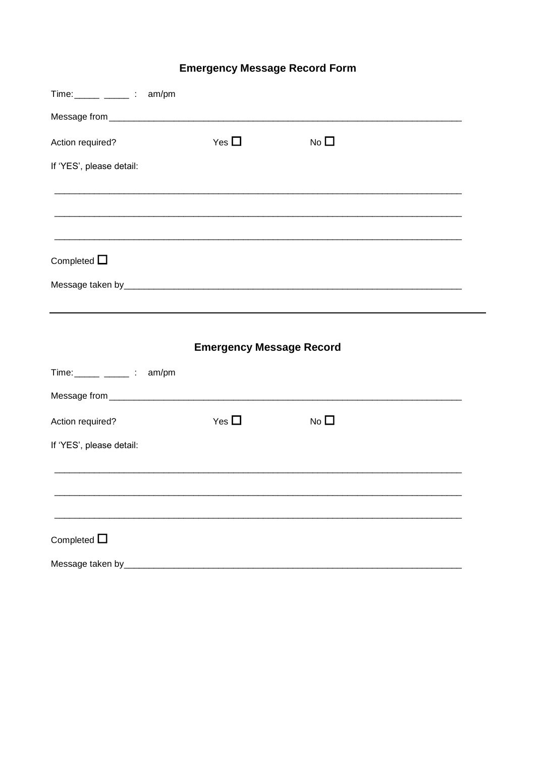## Emergency Message Record Form

Time:_____ _____ : am/pm

Message from_______________________________________________________________________

Action required? Yes ☐ No ☐

If 'YES', please detail:

_______________________________________________________________________________

_______________________________________________________________________________

_______________________________________________________________________________

Completed ☐

Message taken by____________________________________________________________________

---

## Emergency Message Record

Time:_____ _____ : am/pm

Message from_______________________________________________________________________

Action required? Yes ☐ No ☐

If 'YES', please detail:

_______________________________________________________________________________

_______________________________________________________________________________

_______________________________________________________________________________

Completed ☐

Message taken by____________________________________________________________________